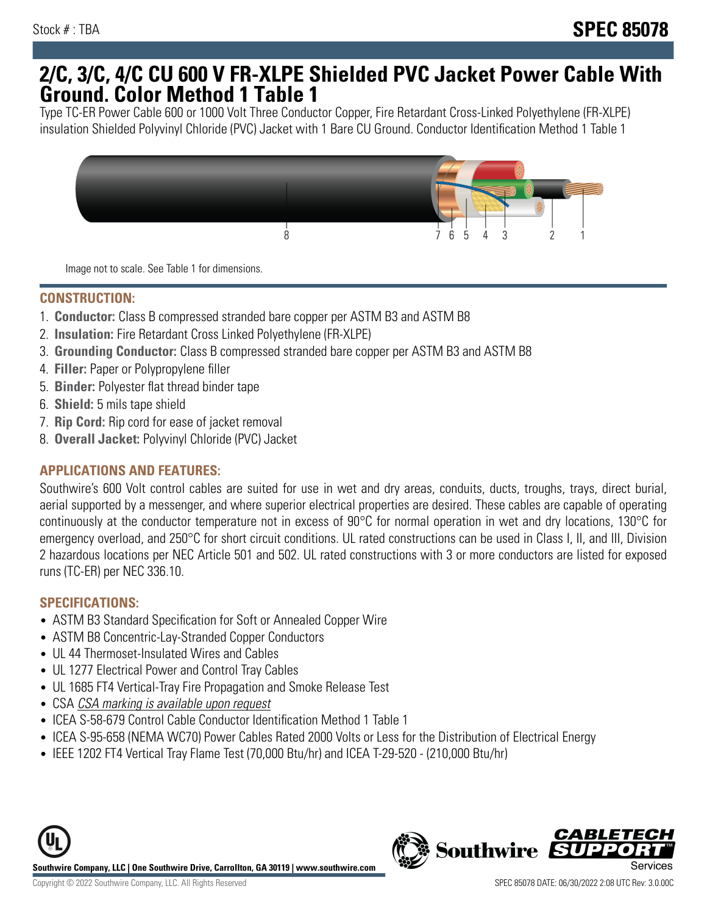Stock # : TBA

**SPEC 85078**

# 2/C, 3/C, 4/C CU 600 V FR-XLPE Shielded PVC Jacket Power Cable With Ground. Color Method 1 Table 1

Type TC-ER Power Cable 600 or 1000 Volt Three Conductor Copper, Fire Retardant Cross-Linked Polyethylene (FR-XLPE) insulation Shielded Polyvinyl Chloride (PVC) Jacket with 1 Bare CU Ground. Conductor Identification Method 1 Table 1

8 7 6 5 4 3 2 1

Image not to scale. See Table 1 for dimensions.

## CONSTRUCTION:

1. **Conductor:** Class B compressed stranded bare copper per ASTM B3 and ASTM B8
2. **Insulation:** Fire Retardant Cross Linked Polyethylene (FR-XLPE)
3. **Grounding Conductor:** Class B compressed stranded bare copper per ASTM B3 and ASTM B8
4. **Filler:** Paper or Polypropylene filler
5. **Binder:** Polyester flat thread binder tape
6. **Shield:** 5 mils tape shield
7. **Rip Cord:** Rip cord for ease of jacket removal
8. **Overall Jacket:** Polyvinyl Chloride (PVC) Jacket

## APPLICATIONS AND FEATURES:

Southwire's 600 Volt control cables are suited for use in wet and dry areas, conduits, ducts, troughs, trays, direct burial, aerial supported by a messenger, and where superior electrical properties are desired. These cables are capable of operating continuously at the conductor temperature not in excess of 90°C for normal operation in wet and dry locations, 130°C for emergency overload, and 250°C for short circuit conditions. UL rated constructions can be used in Class I, II, and III, Division 2 hazardous locations per NEC Article 501 and 502. UL rated constructions with 3 or more conductors are listed for exposed runs (TC-ER) per NEC 336.10.

## SPECIFICATIONS:

- ASTM B3 Standard Specification for Soft or Annealed Copper Wire
- ASTM B8 Concentric-Lay-Stranded Copper Conductors
- UL 44 Thermoset-Insulated Wires and Cables
- UL 1277 Electrical Power and Control Tray Cables
- UL 1685 FT4 Vertical-Tray Fire Propagation and Smoke Release Test
- CSA *CSA marking is available upon request*
- ICEA S-58-679 Control Cable Conductor Identification Method 1 Table 1
- ICEA S-95-658 (NEMA WC70) Power Cables Rated 2000 Volts or Less for the Distribution of Electrical Energy
- IEEE 1202 FT4 Vertical Tray Flame Test (70,000 Btu/hr) and ICEA T-29-520 - (210,000 Btu/hr)

**Southwire Company, LLC | One Southwire Drive, Carrollton, GA 30119 | www.southwire.com**

Copyright © 2022 Southwire Company, LLC. All Rights Reserved

SPEC 85078 DATE: 06/30/2022 2:08 UTC Rev: 3.0.00C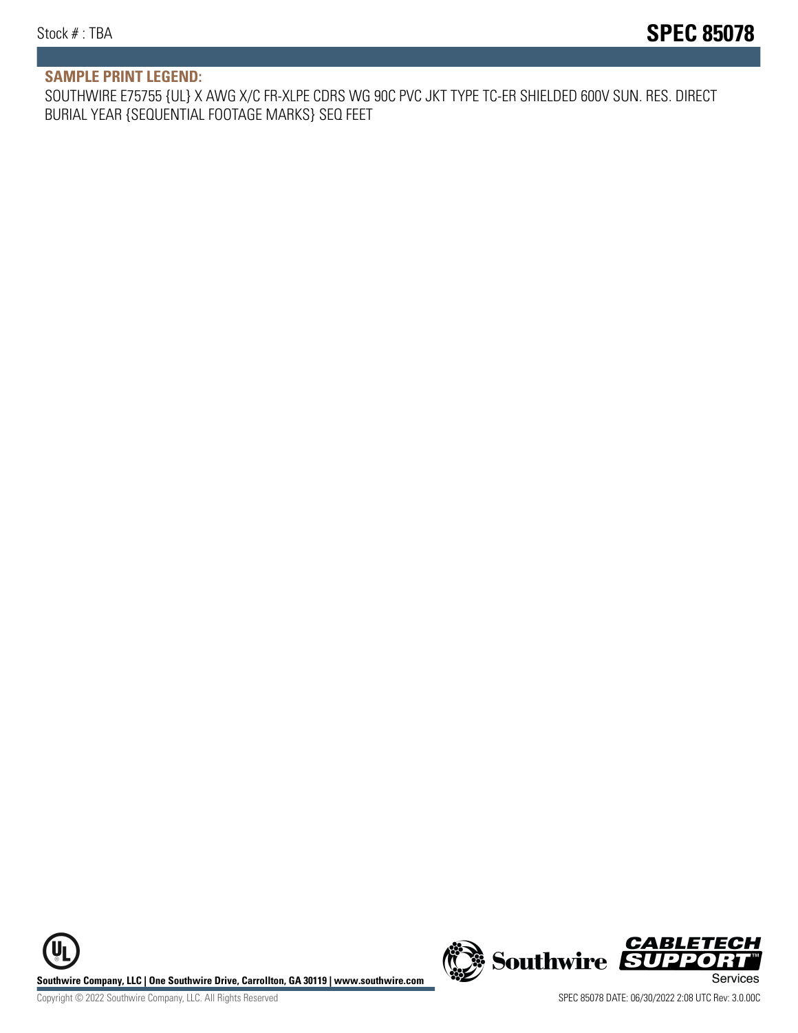## SAMPLE PRINT LEGEND:

SOUTHWIRE E75755 {UL} X AWG X/C FR-XLPE CDRS WG 90C PVC JKT TYPE TC-ER SHIELDED 600V SUN. RES. DIRECT BURIAL YEAR {SEQUENTIAL FOOTAGE MARKS} SEQ FEET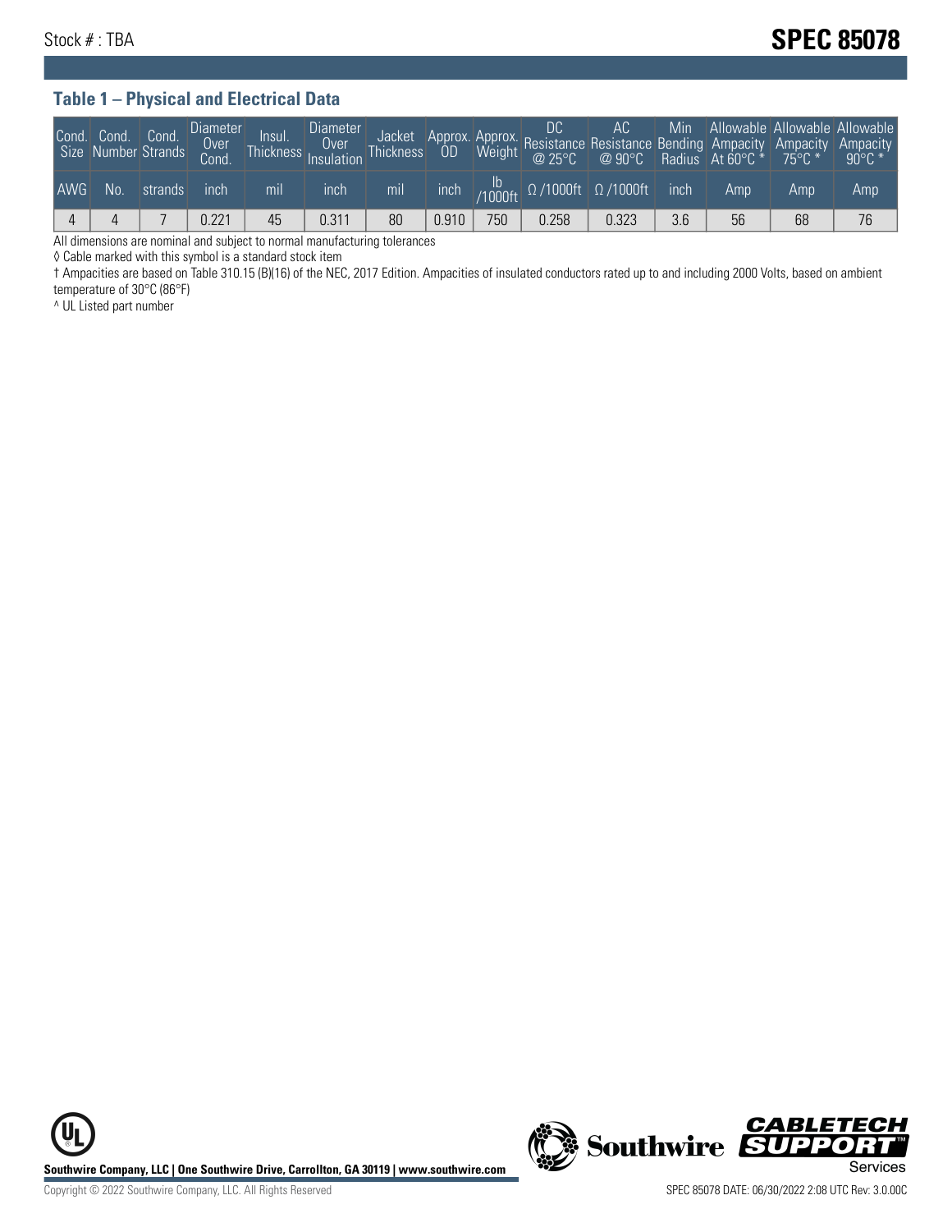### Table 1 – Physical and Electrical Data

| Cond. Size | Cond. Number | Cond. Strands | Diameter Over Cond. | Insul. Thickness | Diameter Over Insulation | Jacket Thickness | Approx. OD | Approx. Weight | DC Resistance @ 25°C | AC Resistance @ 90°C | Min Bending Radius | Allowable Ampacity At 60°C * | Allowable Ampacity 75°C * | Allowable Ampacity 90°C * |
|---|---|---|---|---|---|---|---|---|---|---|---|---|---|---|
| AWG | No. | strands | inch | mil | inch | mil | inch | lb /1000ft | Ω /1000ft | Ω /1000ft | inch | Amp | Amp | Amp |
| 4 | 4 | 7 | 0.221 | 45 | 0.311 | 80 | 0.910 | 750 | 0.258 | 0.323 | 3.6 | 56 | 68 | 76 |

All dimensions are nominal and subject to normal manufacturing tolerances

◊ Cable marked with this symbol is a standard stock item

† Ampacities are based on Table 310.15 (B)(16) of the NEC, 2017 Edition. Ampacities of insulated conductors rated up to and including 2000 Volts, based on ambient temperature of 30°C (86°F)

^ UL Listed part number